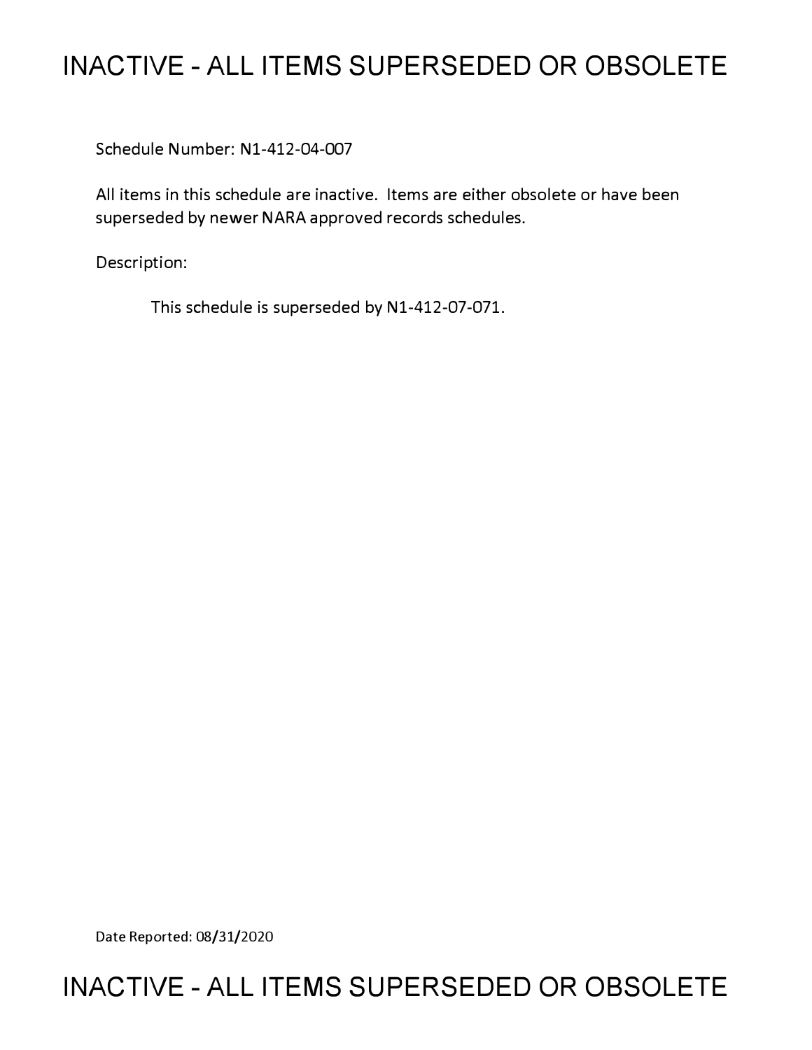# INACTIVE - ALL ITEMS SUPERSEDED OR OBSOLETE

Schedule Number: N1-412-04-007

All items in this schedule are inactive. Items are either obsolete or have been superseded by newer NARA approved records schedules.

Description:

This schedule is superseded by N1-412-07-071.

Date Reported: 08/31/2020

# INACTIVE - ALL ITEMS SUPERSEDED OR OBSOLETE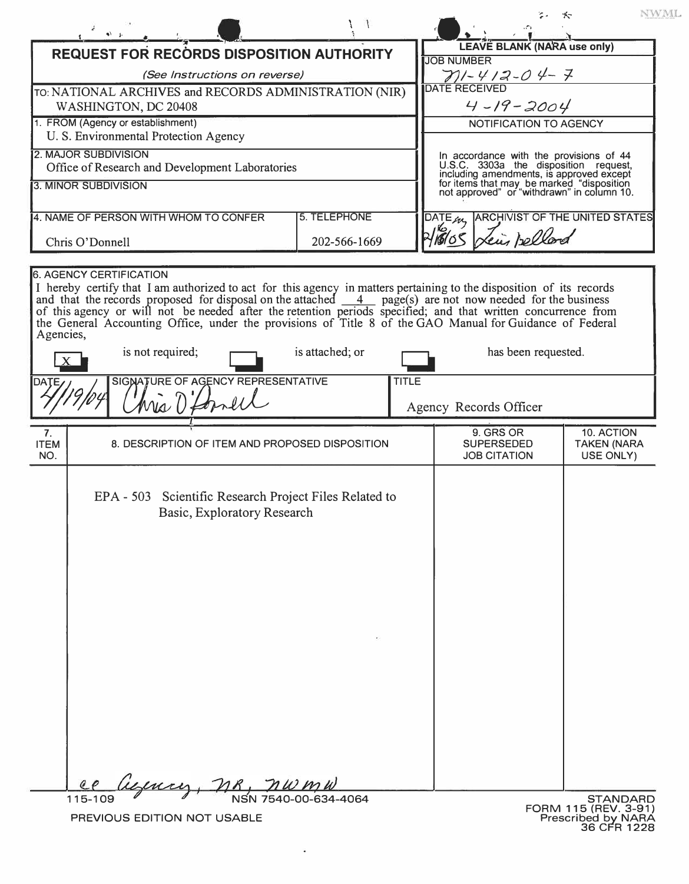NWML

# REQUEST FOR RECORDS DISPOSITION AUTHORITY

*(See Instructions on reverse)*

| | |
|---|---|
| TO: NATIONAL ARCHIVES and RECORDS ADMINISTRATION (NIR) WASHINGTON, DC 20408 | **LEAVE BLANK (NARA use only)** |
| | JOB NUMBER: N1-412-04-7 |
| | DATE RECEIVED: 4-19-2004 |
| 1. FROM (Agency or establishment): U. S. Environmental Protection Agency | NOTIFICATION TO AGENCY |
| 2. MAJOR SUBDIVISION: Office of Research and Development Laboratories | In accordance with the provisions of 44 U.S.C. 3303a the disposition request, including amendments, is approved except for items that may be marked "disposition not approved" or "withdrawn" in column 10. |
| 3. MINOR SUBDIVISION | |
| 4. NAME OF PERSON WITH WHOM TO CONFER: Chris O'Donnell — 5. TELEPHONE: 202-566-1669 | DATE: 2/16/05 — ARCHIVIST OF THE UNITED STATES: Lewis Bellardo |

**6. AGENCY CERTIFICATION**

I hereby certify that I am authorized to act for this agency in matters pertaining to the disposition of its records and that the records proposed for disposal on the attached 4 page(s) are not now needed for the business of this agency or will not be needed after the retention periods specified; and that written concurrence from the General Accounting Office, under the provisions of Title 8 of the GAO Manual for Guidance of Federal Agencies,

[X] is not required; [ ] is attached; or [ ] has been requested.

| DATE | SIGNATURE OF AGENCY REPRESENTATIVE | TITLE |
|---|---|---|
| 4/19/04 | Chris O'Donnell | Agency Records Officer |

| 7. ITEM NO. | 8. DESCRIPTION OF ITEM AND PROPOSED DISPOSITION | 9. GRS OR SUPERSEDED JOB CITATION | 10. ACTION TAKEN (NARA USE ONLY) |
|---|---|---|---|
| | EPA - 503 Scientific Research Project Files Related to Basic, Exploratory Research | | |

cc Agency, NR, NWMW

115-109 NSN 7540-00-634-4064

PREVIOUS EDITION NOT USABLE

STANDARD FORM 115 (REV. 3-91) Prescribed by NARA 36 CFR 1228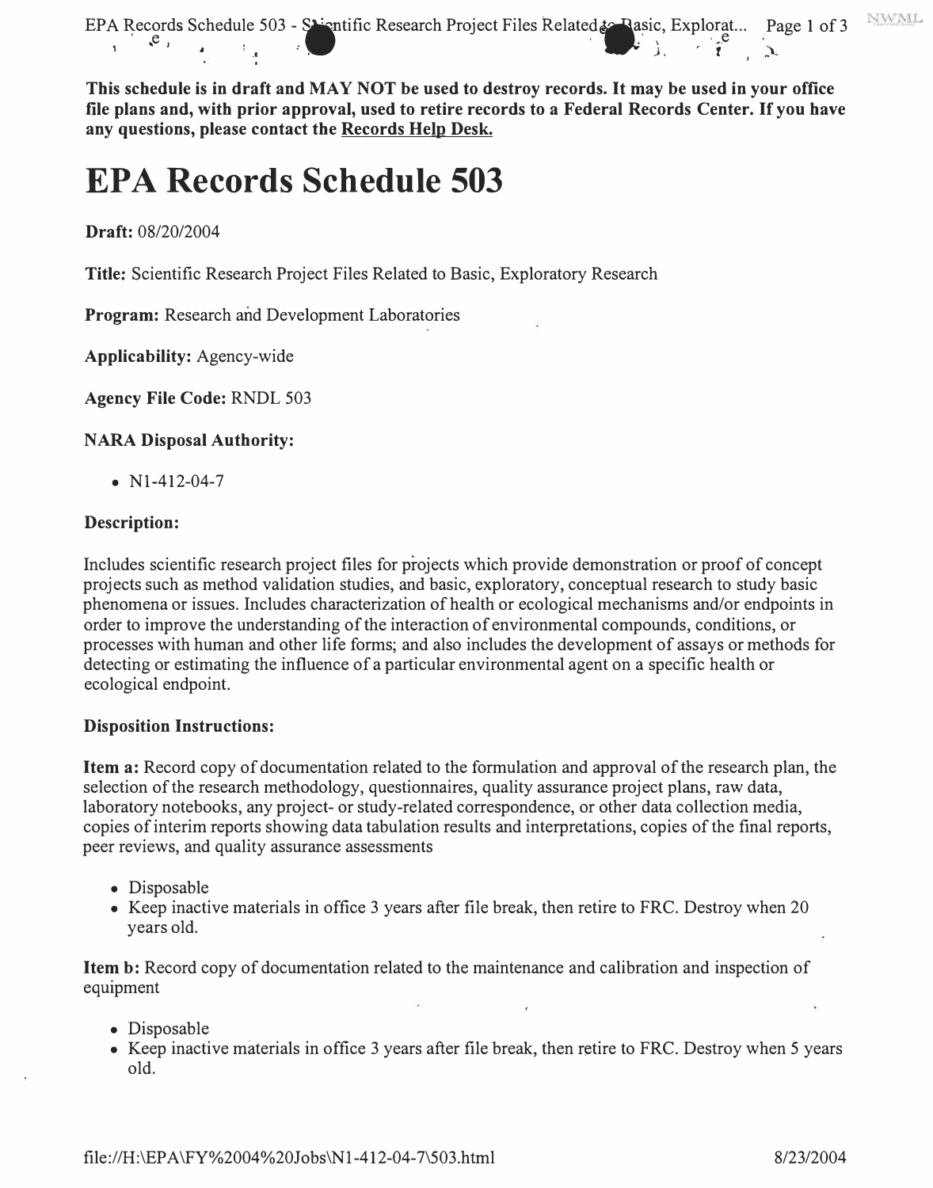**This schedule is in draft and MAY NOT be used to destroy records. It may be used in your office file plans and, with prior approval, used to retire records to a Federal Records Center. If you have any questions, please contact the Records Help Desk.**

# EPA Records Schedule 503

**Draft:** 08/20/2004

**Title:** Scientific Research Project Files Related to Basic, Exploratory Research

**Program:** Research and Development Laboratories

**Applicability:** Agency-wide

**Agency File Code:** RNDL 503

**NARA Disposal Authority:**

- N1-412-04-7

**Description:**

Includes scientific research project files for projects which provide demonstration or proof of concept projects such as method validation studies, and basic, exploratory, conceptual research to study basic phenomena or issues. Includes characterization of health or ecological mechanisms and/or endpoints in order to improve the understanding of the interaction of environmental compounds, conditions, or processes with human and other life forms; and also includes the development of assays or methods for detecting or estimating the influence of a particular environmental agent on a specific health or ecological endpoint.

**Disposition Instructions:**

**Item a:** Record copy of documentation related to the formulation and approval of the research plan, the selection of the research methodology, questionnaires, quality assurance project plans, raw data, laboratory notebooks, any project- or study-related correspondence, or other data collection media, copies of interim reports showing data tabulation results and interpretations, copies of the final reports, peer reviews, and quality assurance assessments

- Disposable
- Keep inactive materials in office 3 years after file break, then retire to FRC. Destroy when 20 years old.

**Item b:** Record copy of documentation related to the maintenance and calibration and inspection of equipment

- Disposable
- Keep inactive materials in office 3 years after file break, then retire to FRC. Destroy when 5 years old.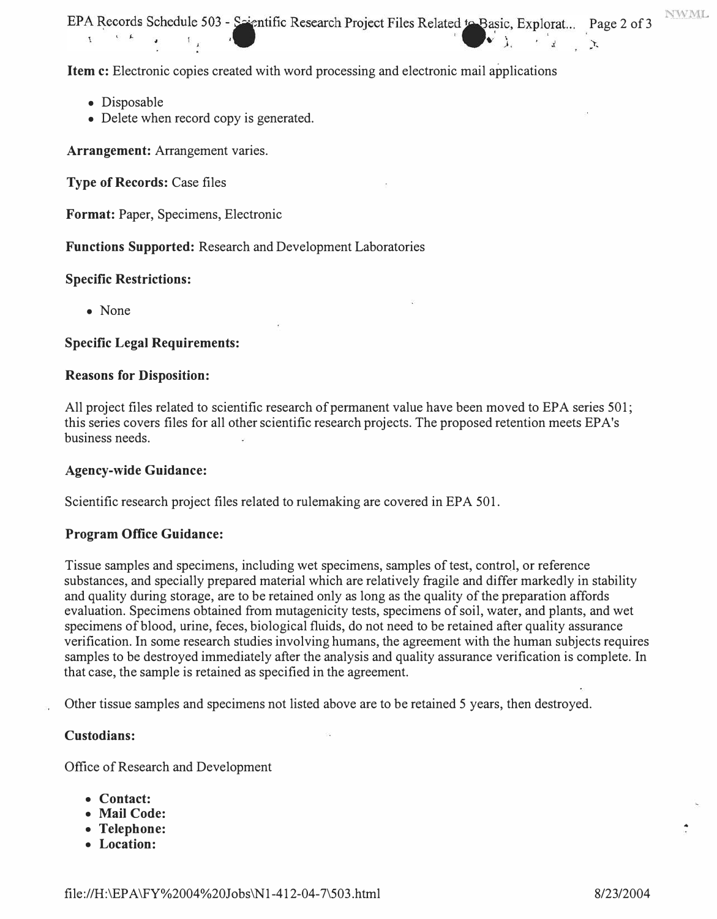**Item c:** Electronic copies created with word processing and electronic mail applications

- Disposable
- Delete when record copy is generated.

**Arrangement:** Arrangement varies.

**Type of Records:** Case files

**Format:** Paper, Specimens, Electronic

**Functions Supported:** Research and Development Laboratories

**Specific Restrictions:**

- None

**Specific Legal Requirements:**

**Reasons for Disposition:**

All project files related to scientific research of permanent value have been moved to EPA series 501; this series covers files for all other scientific research projects. The proposed retention meets EPA's business needs.

**Agency-wide Guidance:**

Scientific research project files related to rulemaking are covered in EPA 501.

**Program Office Guidance:**

Tissue samples and specimens, including wet specimens, samples of test, control, or reference substances, and specially prepared material which are relatively fragile and differ markedly in stability and quality during storage, are to be retained only as long as the quality of the preparation affords evaluation. Specimens obtained from mutagenicity tests, specimens of soil, water, and plants, and wet specimens of blood, urine, feces, biological fluids, do not need to be retained after quality assurance verification. In some research studies involving humans, the agreement with the human subjects requires samples to be destroyed immediately after the analysis and quality assurance verification is complete. In that case, the sample is retained as specified in the agreement.

Other tissue samples and specimens not listed above are to be retained 5 years, then destroyed.

**Custodians:**

Office of Research and Development

- **Contact:**
- **Mail Code:**
- **Telephone:**
- **Location:**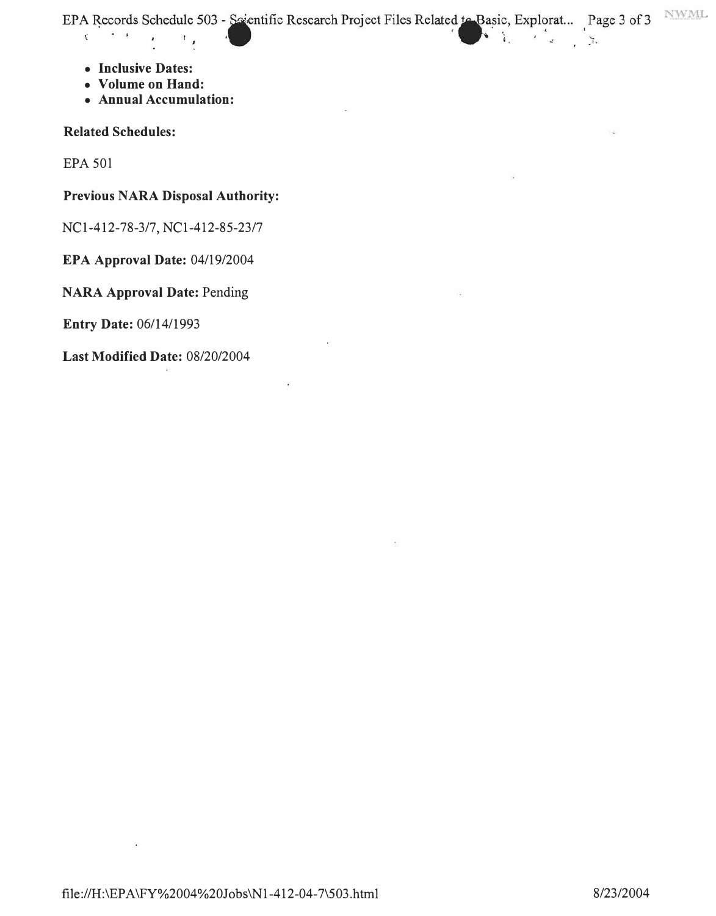- **Inclusive Dates:**
- **Volume on Hand:**
- **Annual Accumulation:**

**Related Schedules:**

EPA 501

**Previous NARA Disposal Authority:**

NC1-412-78-3/7, NC1-412-85-23/7

**EPA Approval Date:** 04/19/2004

**NARA Approval Date:** Pending

**Entry Date:** 06/14/1993

**Last Modified Date:** 08/20/2004